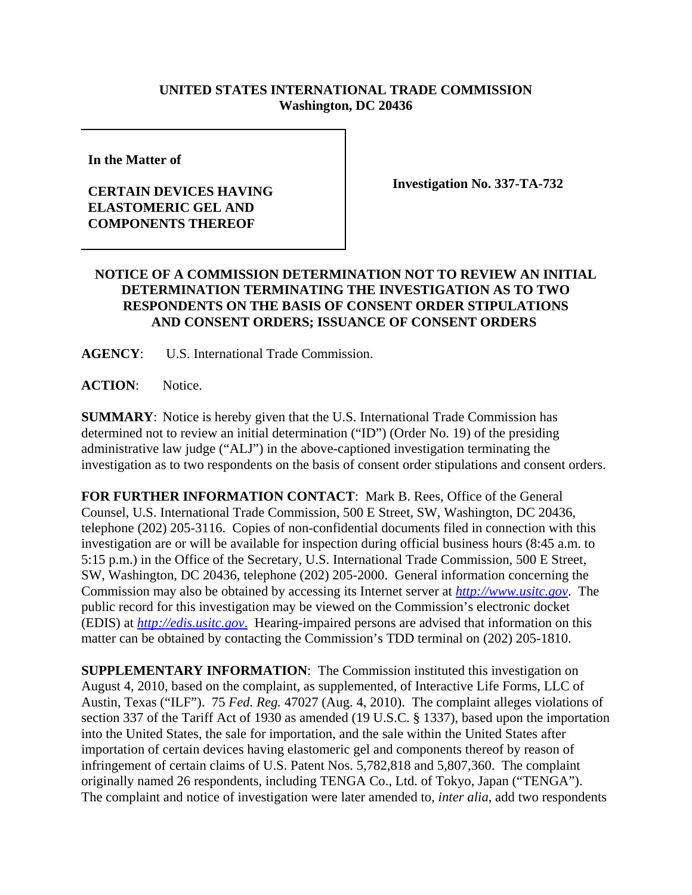**UNITED STATES INTERNATIONAL TRADE COMMISSION**
**Washington, DC 20436**

| **In the Matter of** <br><br> **CERTAIN DEVICES HAVING ELASTOMERIC GEL AND COMPONENTS THEREOF** | **Investigation No. 337-TA-732** |
|---|---|

## NOTICE OF A COMMISSION DETERMINATION NOT TO REVIEW AN INITIAL DETERMINATION TERMINATING THE INVESTIGATION AS TO TWO RESPONDENTS ON THE BASIS OF CONSENT ORDER STIPULATIONS AND CONSENT ORDERS; ISSUANCE OF CONSENT ORDERS

**AGENCY**: U.S. International Trade Commission.

**ACTION**: Notice.

**SUMMARY**: Notice is hereby given that the U.S. International Trade Commission has determined not to review an initial determination ("ID") (Order No. 19) of the presiding administrative law judge ("ALJ") in the above-captioned investigation terminating the investigation as to two respondents on the basis of consent order stipulations and consent orders.

**FOR FURTHER INFORMATION CONTACT**: Mark B. Rees, Office of the General Counsel, U.S. International Trade Commission, 500 E Street, SW, Washington, DC 20436, telephone (202) 205-3116. Copies of non-confidential documents filed in connection with this investigation are or will be available for inspection during official business hours (8:45 a.m. to 5:15 p.m.) in the Office of the Secretary, U.S. International Trade Commission, 500 E Street, SW, Washington, DC 20436, telephone (202) 205-2000. General information concerning the Commission may also be obtained by accessing its Internet server at *http://www.usitc.gov*. The public record for this investigation may be viewed on the Commission's electronic docket (EDIS) at *http://edis.usitc.gov*. Hearing-impaired persons are advised that information on this matter can be obtained by contacting the Commission's TDD terminal on (202) 205-1810.

**SUPPLEMENTARY INFORMATION**: The Commission instituted this investigation on August 4, 2010, based on the complaint, as supplemented, of Interactive Life Forms, LLC of Austin, Texas ("ILF"). 75 *Fed. Reg.* 47027 (Aug. 4, 2010). The complaint alleges violations of section 337 of the Tariff Act of 1930 as amended (19 U.S.C. § 1337), based upon the importation into the United States, the sale for importation, and the sale within the United States after importation of certain devices having elastomeric gel and components thereof by reason of infringement of certain claims of U.S. Patent Nos. 5,782,818 and 5,807,360. The complaint originally named 26 respondents, including TENGA Co., Ltd. of Tokyo, Japan ("TENGA"). The complaint and notice of investigation were later amended to, *inter alia*, add two respondents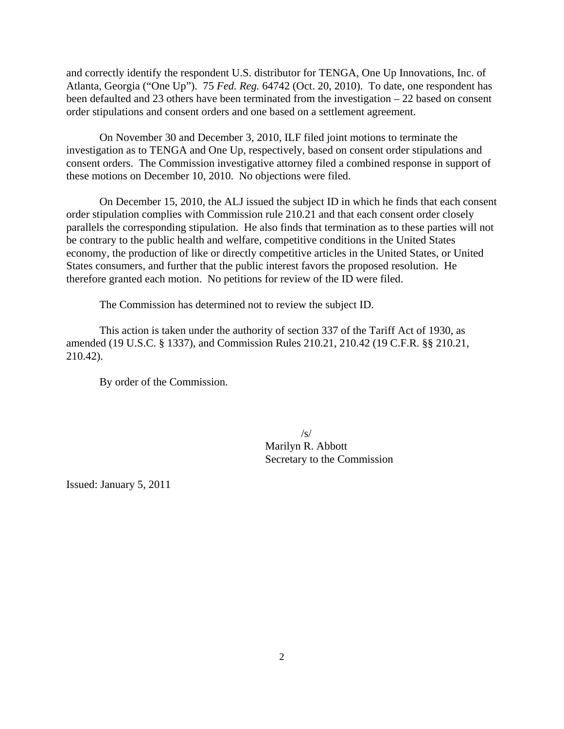and correctly identify the respondent U.S. distributor for TENGA, One Up Innovations, Inc. of Atlanta, Georgia ("One Up"). 75 *Fed. Reg.* 64742 (Oct. 20, 2010). To date, one respondent has been defaulted and 23 others have been terminated from the investigation – 22 based on consent order stipulations and consent orders and one based on a settlement agreement.

On November 30 and December 3, 2010, ILF filed joint motions to terminate the investigation as to TENGA and One Up, respectively, based on consent order stipulations and consent orders. The Commission investigative attorney filed a combined response in support of these motions on December 10, 2010. No objections were filed.

On December 15, 2010, the ALJ issued the subject ID in which he finds that each consent order stipulation complies with Commission rule 210.21 and that each consent order closely parallels the corresponding stipulation. He also finds that termination as to these parties will not be contrary to the public health and welfare, competitive conditions in the United States economy, the production of like or directly competitive articles in the United States, or United States consumers, and further that the public interest favors the proposed resolution. He therefore granted each motion. No petitions for review of the ID were filed.

The Commission has determined not to review the subject ID.

This action is taken under the authority of section 337 of the Tariff Act of 1930, as amended (19 U.S.C. § 1337), and Commission Rules 210.21, 210.42 (19 C.F.R. §§ 210.21, 210.42).

By order of the Commission.

/s/
Marilyn R. Abbott
Secretary to the Commission

Issued: January 5, 2011